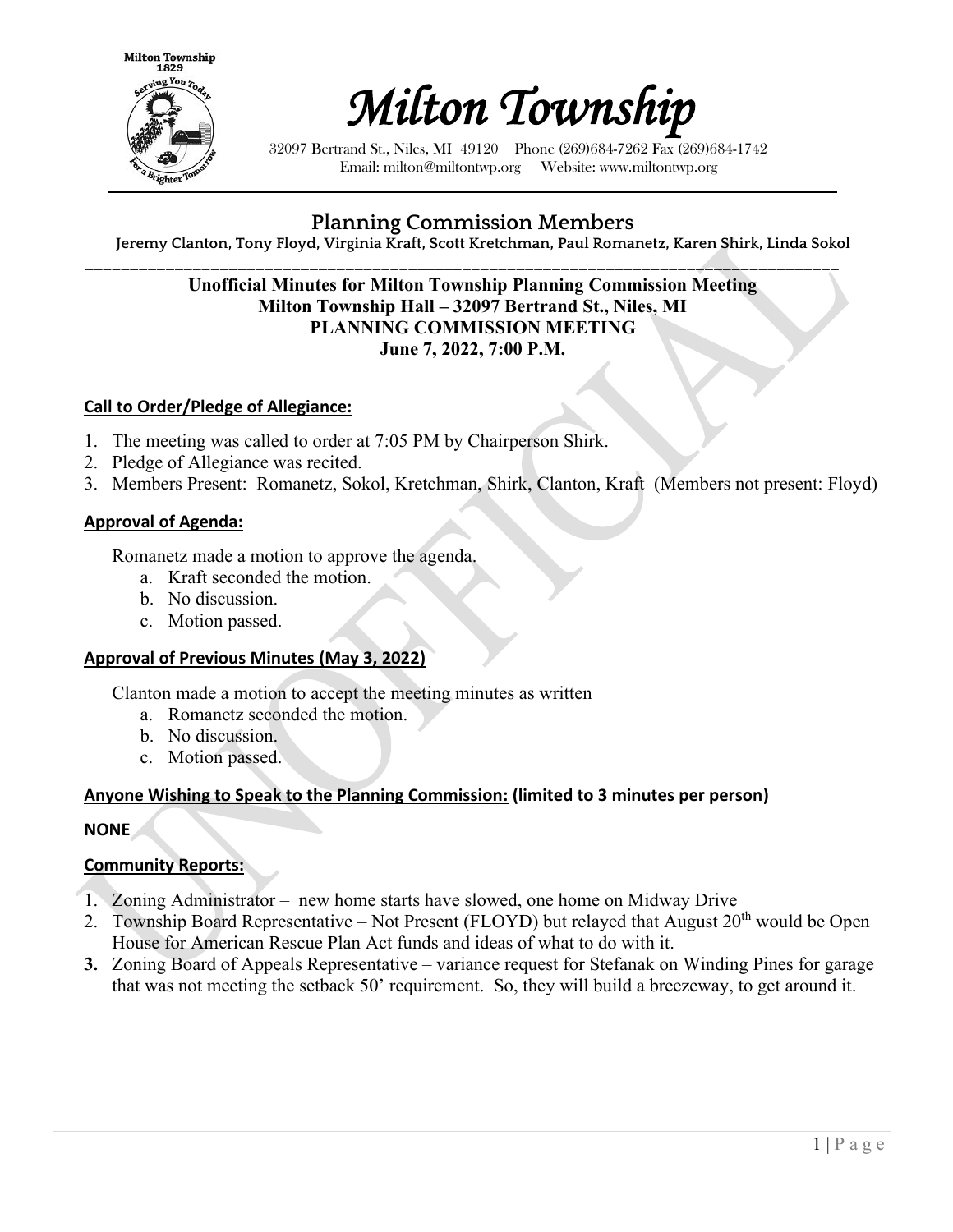# Milton Township

32097 Bertrand St., Niles, MI 49120 Phone (269)684-7262 Fax (269)684-1742
Email: milton@miltontwp.org Website: www.miltontwp.org

## Planning Commission Members

**Jeremy Clanton, Tony Floyd, Virginia Kraft, Scott Kretchman, Paul Romanetz, Karen Shirk, Linda Sokol**

---

**Unofficial Minutes for Milton Township Planning Commission Meeting**
**Milton Township Hall – 32097 Bertrand St., Niles, MI**
**PLANNING COMMISSION MEETING**
**June 7, 2022, 7:00 P.M.**

### Call to Order/Pledge of Allegiance:

1. The meeting was called to order at 7:05 PM by Chairperson Shirk.
2. Pledge of Allegiance was recited.
3. Members Present: Romanetz, Sokol, Kretchman, Shirk, Clanton, Kraft (Members not present: Floyd)

### Approval of Agenda:

Romanetz made a motion to approve the agenda.

a. Kraft seconded the motion.
b. No discussion.
c. Motion passed.

### Approval of Previous Minutes (May 3, 2022)

Clanton made a motion to accept the meeting minutes as written

a. Romanetz seconded the motion.
b. No discussion.
c. Motion passed.

### Anyone Wishing to Speak to the Planning Commission: (limited to 3 minutes per person)

**NONE**

### Community Reports:

1. Zoning Administrator – new home starts have slowed, one home on Midway Drive
2. Township Board Representative – Not Present (FLOYD) but relayed that August 20th would be Open House for American Rescue Plan Act funds and ideas of what to do with it.
3. Zoning Board of Appeals Representative – variance request for Stefanak on Winding Pines for garage that was not meeting the setback 50' requirement. So, they will build a breezeway, to get around it.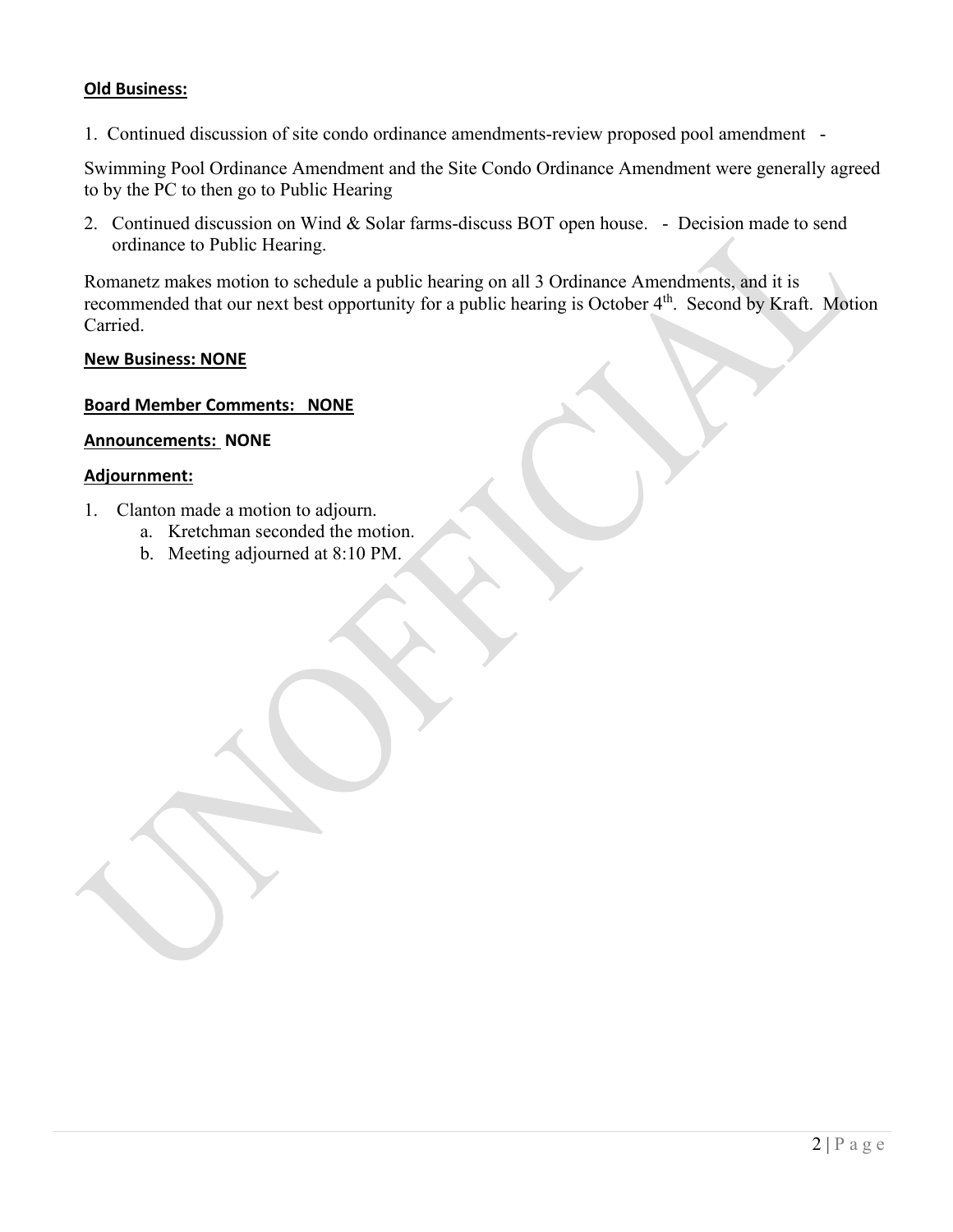**Old Business:**

1. Continued discussion of site condo ordinance amendments-review proposed pool amendment -

Swimming Pool Ordinance Amendment and the Site Condo Ordinance Amendment were generally agreed to by the PC to then go to Public Hearing

2. Continued discussion on Wind & Solar farms-discuss BOT open house. - Decision made to send ordinance to Public Hearing.

Romanetz makes motion to schedule a public hearing on all 3 Ordinance Amendments, and it is recommended that our next best opportunity for a public hearing is October 4th. Second by Kraft. Motion Carried.

**New Business: NONE**

**Board Member Comments: NONE**

**Announcements: NONE**

**Adjournment:**

1. Clanton made a motion to adjourn.
   a. Kretchman seconded the motion.
   b. Meeting adjourned at 8:10 PM.